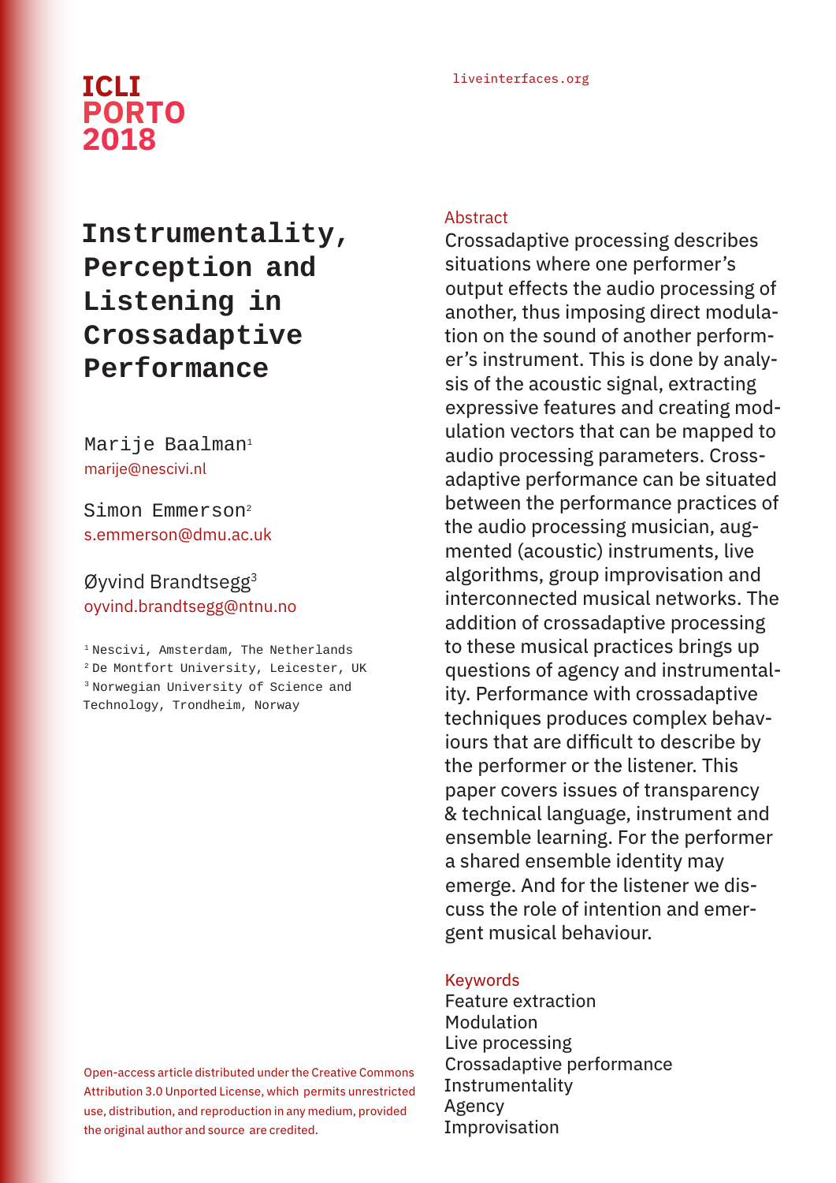ICLI PORTO 2018

liveinterfaces.org

# Instrumentality, Perception and Listening in Crossadaptive Performance

Marije Baalman[1]
marije@nescivi.nl

Simon Emmerson[2]
s.emmerson@dmu.ac.uk

Øyvind Brandtsegg[3]
oyvind.brandtsegg@ntnu.no

[1] Nescivi, Amsterdam, The Netherlands
[2] De Montfort University, Leicester, UK
[3] Norwegian University of Science and Technology, Trondheim, Norway

## Abstract

Crossadaptive processing describes situations where one performer's output effects the audio processing of another, thus imposing direct modulation on the sound of another performer's instrument. This is done by analysis of the acoustic signal, extracting expressive features and creating modulation vectors that can be mapped to audio processing parameters. Crossadaptive performance can be situated between the performance practices of the audio processing musician, augmented (acoustic) instruments, live algorithms, group improvisation and interconnected musical networks. The addition of crossadaptive processing to these musical practices brings up questions of agency and instrumentality. Performance with crossadaptive techniques produces complex behaviours that are difficult to describe by the performer or the listener. This paper covers issues of transparency & technical language, instrument and ensemble learning. For the performer a shared ensemble identity may emerge. And for the listener we discuss the role of intention and emergent musical behaviour.

## Keywords

Feature extraction
Modulation
Live processing
Crossadaptive performance
Instrumentality
Agency
Improvisation

Open-access article distributed under the Creative Commons Attribution 3.0 Unported License, which permits unrestricted use, distribution, and reproduction in any medium, provided the original author and source are credited.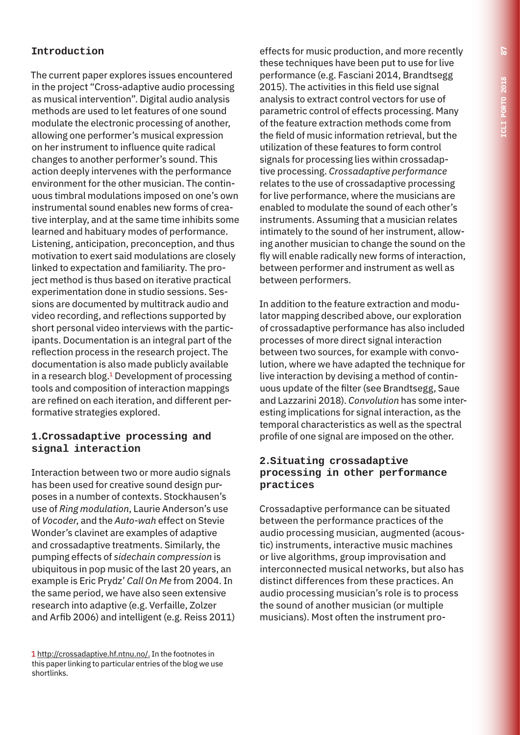## Introduction

The current paper explores issues encountered in the project "Cross-adaptive audio processing as musical intervention". Digital audio analysis methods are used to let features of one sound modulate the electronic processing of another, allowing one performer's musical expression on her instrument to influence quite radical changes to another performer's sound. This action deeply intervenes with the performance environment for the other musician. The continuous timbral modulations imposed on one's own instrumental sound enables new forms of creative interplay, and at the same time inhibits some learned and habituary modes of performance. Listening, anticipation, preconception, and thus motivation to exert said modulations are closely linked to expectation and familiarity. The project method is thus based on iterative practical experimentation done in studio sessions. Sessions are documented by multitrack audio and video recording, and reflections supported by short personal video interviews with the participants. Documentation is an integral part of the reflection process in the research project. The documentation is also made publicly available in a research blog.[1] Development of processing tools and composition of interaction mappings are refined on each iteration, and different performative strategies explored.

## 1. Crossadaptive processing and signal interaction

Interaction between two or more audio signals has been used for creative sound design purposes in a number of contexts. Stockhausen's use of *Ring modulation*, Laurie Anderson's use of *Vocoder,* and the *Auto-wah* effect on Stevie Wonder's clavinet are examples of adaptive and crossadaptive treatments. Similarly, the pumping effects of *sidechain compression* is ubiquitous in pop music of the last 20 years, an example is Eric Prydz' *Call On Me* from 2004. In the same period, we have also seen extensive research into adaptive (e.g. Verfaille, Zolzer and Arfib 2006) and intelligent (e.g. Reiss 2011) effects for music production, and more recently these techniques have been put to use for live performance (e.g. Fasciani 2014, Brandtsegg 2015). The activities in this field use signal analysis to extract control vectors for use of parametric control of effects processing. Many of the feature extraction methods come from the field of music information retrieval, but the utilization of these features to form control signals for processing lies within crossadaptive processing. *Crossadaptive performance* relates to the use of crossadaptive processing for live performance, where the musicians are enabled to modulate the sound of each other's instruments. Assuming that a musician relates intimately to the sound of her instrument, allowing another musician to change the sound on the fly will enable radically new forms of interaction, between performer and instrument as well as between performers.

In addition to the feature extraction and modulator mapping described above, our exploration of crossadaptive performance has also included processes of more direct signal interaction between two sources, for example with convolution, where we have adapted the technique for live interaction by devising a method of continuous update of the filter (see Brandtsegg, Saue and Lazzarini 2018). *Convolution* has some interesting implications for signal interaction, as the temporal characteristics as well as the spectral profile of one signal are imposed on the other.

## 2. Situating crossadaptive processing in other performance practices

Crossadaptive performance can be situated between the performance practices of the audio processing musician, augmented (acoustic) instruments, interactive music machines or live algorithms, group improvisation and interconnected musical networks, but also has distinct differences from these practices. An audio processing musician's role is to process the sound of another musician (or multiple musicians). Most often the instrument pro-

[1] http://crossadaptive.hf.ntnu.no/. In the footnotes in this paper linking to particular entries of the blog we use shortlinks.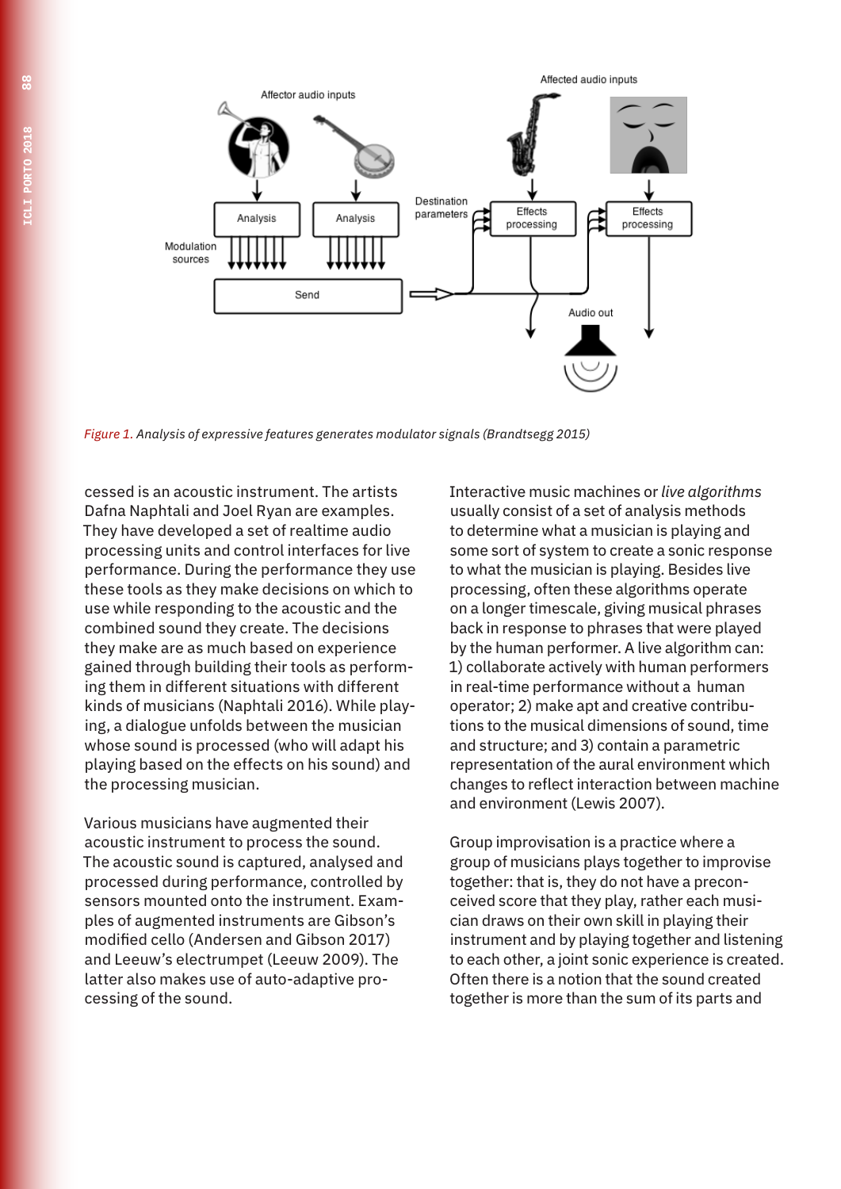Figure 1. *Analysis of expressive features generates modulator signals (Brandtsegg 2015)*

cessed is an acoustic instrument. The artists Dafna Naphtali and Joel Ryan are examples. They have developed a set of realtime audio processing units and control interfaces for live performance. During the performance they use these tools as they make decisions on which to use while responding to the acoustic and the combined sound they create. The decisions they make are as much based on experience gained through building their tools as performing them in different situations with different kinds of musicians (Naphtali 2016). While playing, a dialogue unfolds between the musician whose sound is processed (who will adapt his playing based on the effects on his sound) and the processing musician.

Various musicians have augmented their acoustic instrument to process the sound. The acoustic sound is captured, analysed and processed during performance, controlled by sensors mounted onto the instrument. Examples of augmented instruments are Gibson's modified cello (Andersen and Gibson 2017) and Leeuw's electrumpet (Leeuw 2009). The latter also makes use of auto-adaptive processing of the sound.

Interactive music machines or *live algorithms* usually consist of a set of analysis methods to determine what a musician is playing and some sort of system to create a sonic response to what the musician is playing. Besides live processing, often these algorithms operate on a longer timescale, giving musical phrases back in response to phrases that were played by the human performer. A live algorithm can: 1) collaborate actively with human performers in real-time performance without a human operator; 2) make apt and creative contributions to the musical dimensions of sound, time and structure; and 3) contain a parametric representation of the aural environment which changes to reflect interaction between machine and environment (Lewis 2007).

Group improvisation is a practice where a group of musicians plays together to improvise together: that is, they do not have a preconceived score that they play, rather each musician draws on their own skill in playing their instrument and by playing together and listening to each other, a joint sonic experience is created. Often there is a notion that the sound created together is more than the sum of its parts and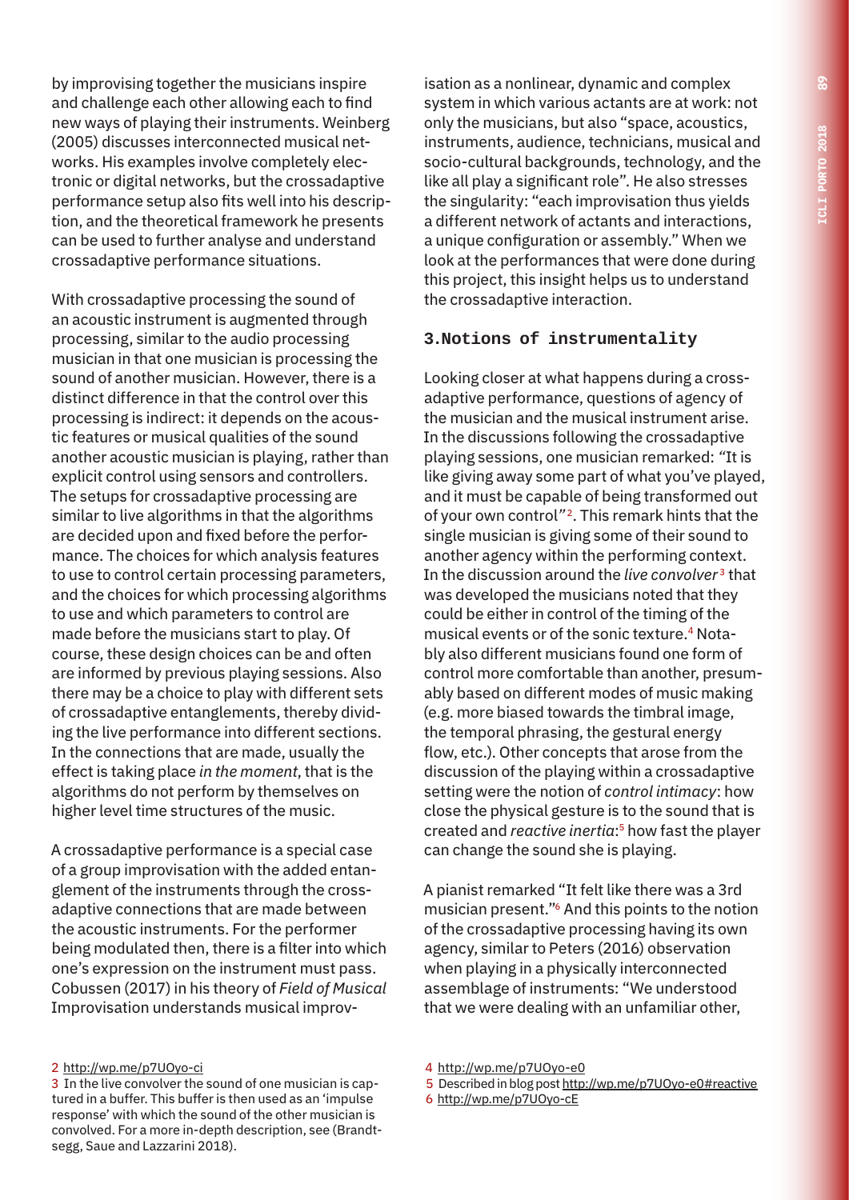by improvising together the musicians inspire and challenge each other allowing each to find new ways of playing their instruments. Weinberg (2005) discusses interconnected musical networks. His examples involve completely electronic or digital networks, but the crossadaptive performance setup also fits well into his description, and the theoretical framework he presents can be used to further analyse and understand crossadaptive performance situations.

With crossadaptive processing the sound of an acoustic instrument is augmented through processing, similar to the audio processing musician in that one musician is processing the sound of another musician. However, there is a distinct difference in that the control over this processing is indirect: it depends on the acoustic features or musical qualities of the sound another acoustic musician is playing, rather than explicit control using sensors and controllers. The setups for crossadaptive processing are similar to live algorithms in that the algorithms are decided upon and fixed before the performance. The choices for which analysis features to use to control certain processing parameters, and the choices for which processing algorithms to use and which parameters to control are made before the musicians start to play. Of course, these design choices can be and often are informed by previous playing sessions. Also there may be a choice to play with different sets of crossadaptive entanglements, thereby dividing the live performance into different sections. In the connections that are made, usually the effect is taking place *in the moment*, that is the algorithms do not perform by themselves on higher level time structures of the music.

A crossadaptive performance is a special case of a group improvisation with the added entanglement of the instruments through the crossadaptive connections that are made between the acoustic instruments. For the performer being modulated then, there is a filter into which one's expression on the instrument must pass. Cobussen (2017) in his theory of *Field of Musical* Improvisation understands musical improvisation as a nonlinear, dynamic and complex system in which various actants are at work: not only the musicians, but also "space, acoustics, instruments, audience, technicians, musical and socio-cultural backgrounds, technology, and the like all play a significant role". He also stresses the singularity: "each improvisation thus yields a different network of actants and interactions, a unique configuration or assembly." When we look at the performances that were done during this project, this insight helps us to understand the crossadaptive interaction.

## 3. Notions of instrumentality

Looking closer at what happens during a crossadaptive performance, questions of agency of the musician and the musical instrument arise. In the discussions following the crossadaptive playing sessions, one musician remarked: "It is like giving away some part of what you've played, and it must be capable of being transformed out of your own control"[2]. This remark hints that the single musician is giving some of their sound to another agency within the performing context. In the discussion around the *live convolver*[3] that was developed the musicians noted that they could be either in control of the timing of the musical events or of the sonic texture.[4] Notably also different musicians found one form of control more comfortable than another, presumably based on different modes of music making (e.g. more biased towards the timbral image, the temporal phrasing, the gestural energy flow, etc.). Other concepts that arose from the discussion of the playing within a crossadaptive setting were the notion of *control intimacy*: how close the physical gesture is to the sound that is created and *reactive inertia*:[5] how fast the player can change the sound she is playing.

A pianist remarked "It felt like there was a 3rd musician present."[6] And this points to the notion of the crossadaptive processing having its own agency, similar to Peters (2016) observation when playing in a physically interconnected assemblage of instruments: "We understood that we were dealing with an unfamiliar other,

---

2 http://wp.me/p7UOyo-ci

3 In the live convolver the sound of one musician is captured in a buffer. This buffer is then used as an 'impulse response' with which the sound of the other musician is convolved. For a more in-depth description, see (Brandtsegg, Saue and Lazzarini 2018).

4 http://wp.me/p7UOyo-e0

5 Described in blog post http://wp.me/p7UOyo-e0#reactive

6 http://wp.me/p7UOyo-cE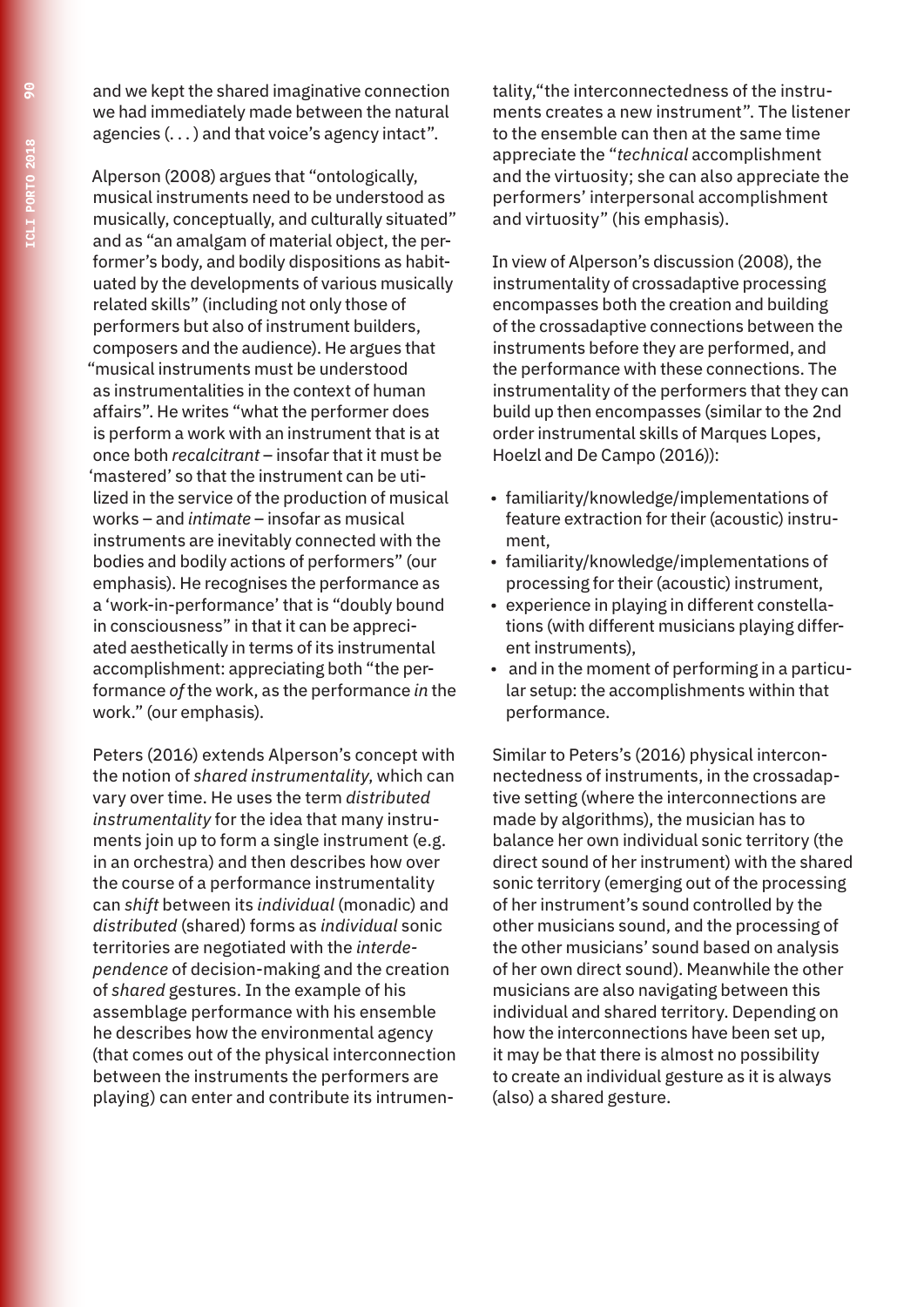and we kept the shared imaginative connection we had immediately made between the natural agencies (. . . ) and that voice's agency intact".

Alperson (2008) argues that "ontologically, musical instruments need to be understood as musically, conceptually, and culturally situated" and as "an amalgam of material object, the performer's body, and bodily dispositions as habituated by the developments of various musically related skills" (including not only those of performers but also of instrument builders, composers and the audience). He argues that "musical instruments must be understood as instrumentalities in the context of human affairs". He writes "what the performer does is perform a work with an instrument that is at once both *recalcitrant* – insofar that it must be 'mastered' so that the instrument can be utilized in the service of the production of musical works – and *intimate* – insofar as musical instruments are inevitably connected with the bodies and bodily actions of performers" (our emphasis). He recognises the performance as a 'work-in-performance' that is "doubly bound in consciousness" in that it can be appreciated aesthetically in terms of its instrumental accomplishment: appreciating both "the performance *of* the work, as the performance *in* the work." (our emphasis).

Peters (2016) extends Alperson's concept with the notion of *shared instrumentality*, which can vary over time. He uses the term *distributed instrumentality* for the idea that many instruments join up to form a single instrument (e.g. in an orchestra) and then describes how over the course of a performance instrumentality can *shift* between its *individual* (monadic) and *distributed* (shared) forms as *individual* sonic territories are negotiated with the *interdependence* of decision-making and the creation of *shared* gestures. In the example of his assemblage performance with his ensemble he describes how the environmental agency (that comes out of the physical interconnection between the instruments the performers are playing) can enter and contribute its intrumentality,"the interconnectedness of the instruments creates a new instrument". The listener to the ensemble can then at the same time appreciate the "*technical* accomplishment and the virtuosity; she can also appreciate the performers' interpersonal accomplishment and virtuosity" (his emphasis).

In view of Alperson's discussion (2008), the instrumentality of crossadaptive processing encompasses both the creation and building of the crossadaptive connections between the instruments before they are performed, and the performance with these connections. The instrumentality of the performers that they can build up then encompasses (similar to the 2nd order instrumental skills of Marques Lopes, Hoelzl and De Campo (2016)):

- familiarity/knowledge/implementations of feature extraction for their (acoustic) instrument,
- familiarity/knowledge/implementations of processing for their (acoustic) instrument,
- experience in playing in different constellations (with different musicians playing different instruments),
- and in the moment of performing in a particular setup: the accomplishments within that performance.

Similar to Peters's (2016) physical interconnectedness of instruments, in the crossadaptive setting (where the interconnections are made by algorithms), the musician has to balance her own individual sonic territory (the direct sound of her instrument) with the shared sonic territory (emerging out of the processing of her instrument's sound controlled by the other musicians sound, and the processing of the other musicians' sound based on analysis of her own direct sound). Meanwhile the other musicians are also navigating between this individual and shared territory. Depending on how the interconnections have been set up, it may be that there is almost no possibility to create an individual gesture as it is always (also) a shared gesture.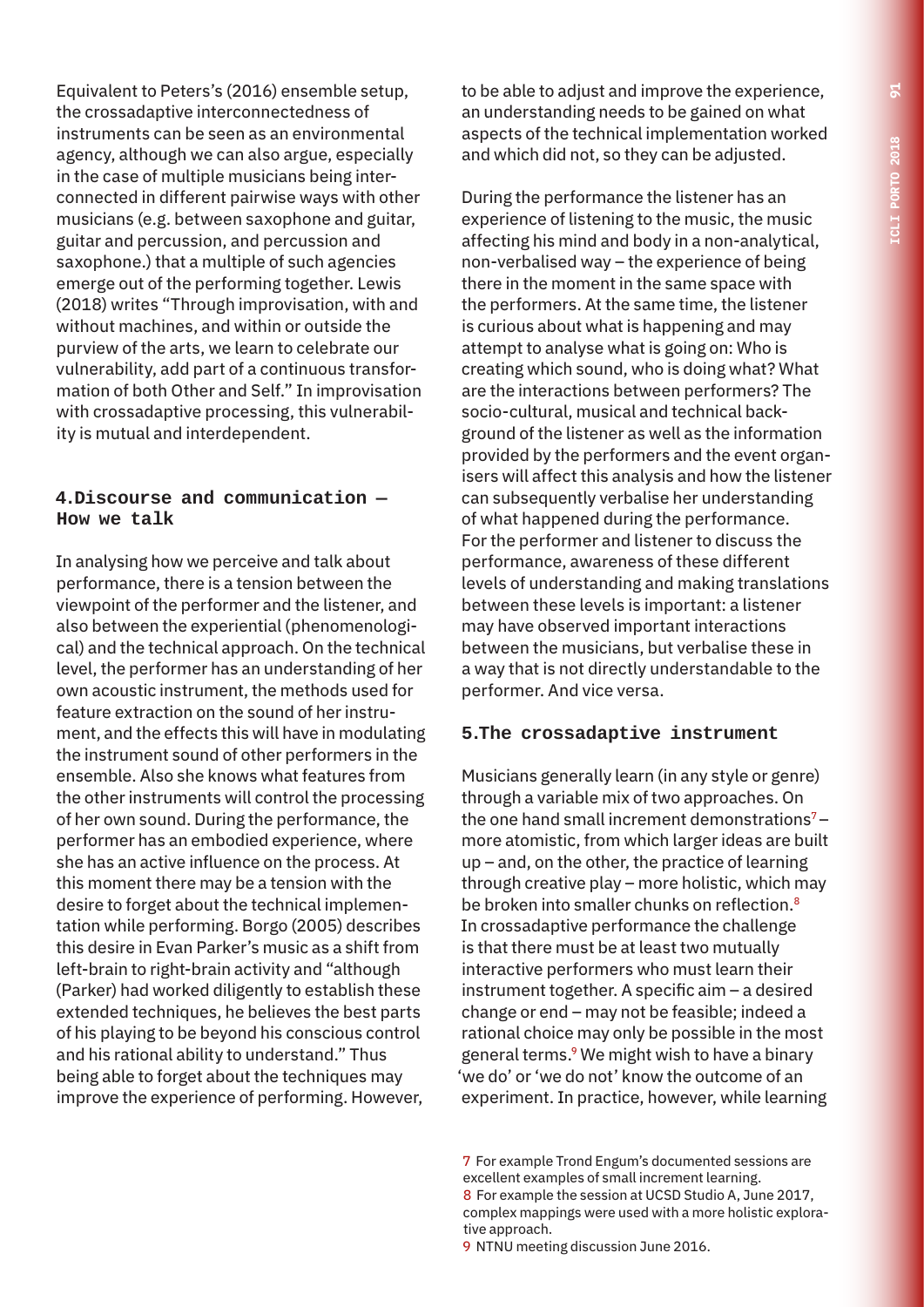Equivalent to Peters's (2016) ensemble setup, the crossadaptive interconnectedness of instruments can be seen as an environmental agency, although we can also argue, especially in the case of multiple musicians being interconnected in different pairwise ways with other musicians (e.g. between saxophone and guitar, guitar and percussion, and percussion and saxophone.) that a multiple of such agencies emerge out of the performing together. Lewis (2018) writes "Through improvisation, with and without machines, and within or outside the purview of the arts, we learn to celebrate our vulnerability, add part of a continuous transformation of both Other and Self." In improvisation with crossadaptive processing, this vulnerability is mutual and interdependent.

## 4.Discourse and communication — How we talk

In analysing how we perceive and talk about performance, there is a tension between the viewpoint of the performer and the listener, and also between the experiential (phenomenological) and the technical approach. On the technical level, the performer has an understanding of her own acoustic instrument, the methods used for feature extraction on the sound of her instrument, and the effects this will have in modulating the instrument sound of other performers in the ensemble. Also she knows what features from the other instruments will control the processing of her own sound. During the performance, the performer has an embodied experience, where she has an active influence on the process. At this moment there may be a tension with the desire to forget about the technical implementation while performing. Borgo (2005) describes this desire in Evan Parker's music as a shift from left-brain to right-brain activity and "although (Parker) had worked diligently to establish these extended techniques, he believes the best parts of his playing to be beyond his conscious control and his rational ability to understand." Thus being able to forget about the techniques may improve the experience of performing. However, to be able to adjust and improve the experience, an understanding needs to be gained on what aspects of the technical implementation worked and which did not, so they can be adjusted.

During the performance the listener has an experience of listening to the music, the music affecting his mind and body in a non-analytical, non-verbalised way – the experience of being there in the moment in the same space with the performers. At the same time, the listener is curious about what is happening and may attempt to analyse what is going on: Who is creating which sound, who is doing what? What are the interactions between performers? The socio-cultural, musical and technical background of the listener as well as the information provided by the performers and the event organisers will affect this analysis and how the listener can subsequently verbalise her understanding of what happened during the performance. For the performer and listener to discuss the performance, awareness of these different levels of understanding and making translations between these levels is important: a listener may have observed important interactions between the musicians, but verbalise these in a way that is not directly understandable to the performer. And vice versa.

## 5.The crossadaptive instrument

Musicians generally learn (in any style or genre) through a variable mix of two approaches. On the one hand small increment demonstrations[7] – more atomistic, from which larger ideas are built up – and, on the other, the practice of learning through creative play – more holistic, which may be broken into smaller chunks on reflection.[8] In crossadaptive performance the challenge is that there must be at least two mutually interactive performers who must learn their instrument together. A specific aim – a desired change or end – may not be feasible; indeed a rational choice may only be possible in the most general terms.[9] We might wish to have a binary 'we do' or 'we do not' know the outcome of an experiment. In practice, however, while learning

7 For example Trond Engum's documented sessions are excellent examples of small increment learning.
8 For example the session at UCSD Studio A, June 2017, complex mappings were used with a more holistic explorative approach.
9 NTNU meeting discussion June 2016.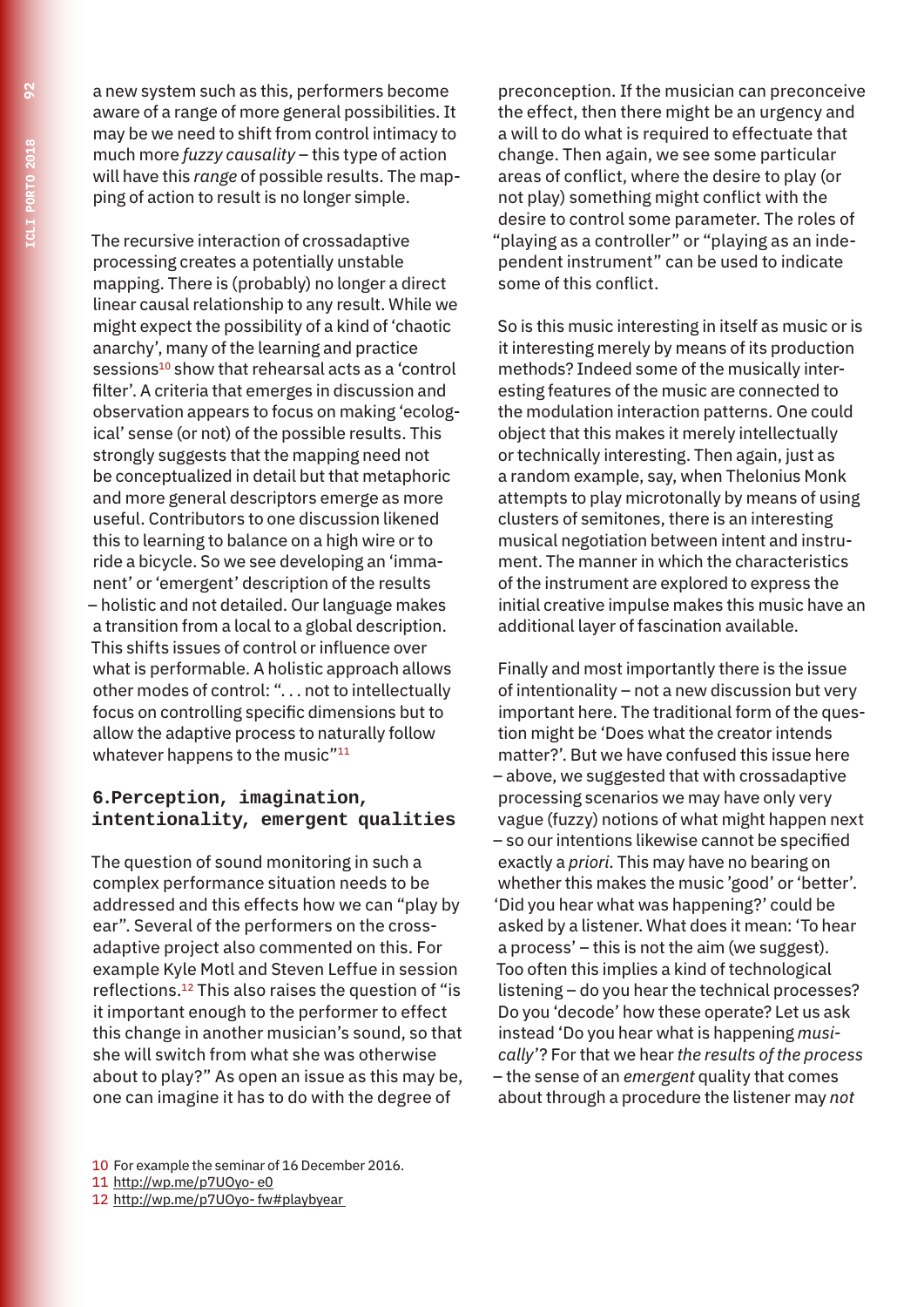a new system such as this, performers become aware of a range of more general possibilities. It may be we need to shift from control intimacy to much more *fuzzy causality* – this type of action will have this *range* of possible results. The mapping of action to result is no longer simple.

The recursive interaction of crossadaptive processing creates a potentially unstable mapping. There is (probably) no longer a direct linear causal relationship to any result. While we might expect the possibility of a kind of 'chaotic anarchy', many of the learning and practice sessions[10] show that rehearsal acts as a 'control filter'. A criteria that emerges in discussion and observation appears to focus on making 'ecological' sense (or not) of the possible results. This strongly suggests that the mapping need not be conceptualized in detail but that metaphoric and more general descriptors emerge as more useful. Contributors to one discussion likened this to learning to balance on a high wire or to ride a bicycle. So we see developing an 'immanent' or 'emergent' description of the results – holistic and not detailed. Our language makes a transition from a local to a global description. This shifts issues of control or influence over what is performable. A holistic approach allows other modes of control: ". . . not to intellectually focus on controlling specific dimensions but to allow the adaptive process to naturally follow whatever happens to the music"[11]

## 6. Perception, imagination, intentionality, emergent qualities

The question of sound monitoring in such a complex performance situation needs to be addressed and this effects how we can "play by ear". Several of the performers on the crossadaptive project also commented on this. For example Kyle Motl and Steven Leffue in session reflections.[12] This also raises the question of "is it important enough to the performer to effect this change in another musician's sound, so that she will switch from what she was otherwise about to play?" As open an issue as this may be, one can imagine it has to do with the degree of preconception. If the musician can preconceive the effect, then there might be an urgency and a will to do what is required to effectuate that change. Then again, we see some particular areas of conflict, where the desire to play (or not play) something might conflict with the desire to control some parameter. The roles of "playing as a controller" or "playing as an independent instrument" can be used to indicate some of this conflict.

So is this music interesting in itself as music or is it interesting merely by means of its production methods? Indeed some of the musically interesting features of the music are connected to the modulation interaction patterns. One could object that this makes it merely intellectually or technically interesting. Then again, just as a random example, say, when Thelonius Monk attempts to play microtonally by means of using clusters of semitones, there is an interesting musical negotiation between intent and instrument. The manner in which the characteristics of the instrument are explored to express the initial creative impulse makes this music have an additional layer of fascination available.

Finally and most importantly there is the issue of intentionality – not a new discussion but very important here. The traditional form of the question might be 'Does what the creator intends matter?'. But we have confused this issue here – above, we suggested that with crossadaptive processing scenarios we may have only very vague (fuzzy) notions of what might happen next – so our intentions likewise cannot be specified exactly a *priori*. This may have no bearing on whether this makes the music 'good' or 'better'. 'Did you hear what was happening?' could be asked by a listener. What does it mean: 'To hear a process' – this is not the aim (we suggest). Too often this implies a kind of technological listening – do you hear the technical processes? Do you 'decode' how these operate? Let us ask instead 'Do you hear what is happening *musically*'? For that we hear *the results of the process* – the sense of an *emergent* quality that comes about through a procedure the listener may *not*

10 For example the seminar of 16 December 2016.

11 http://wp.me/p7UOyo- e0

12 http://wp.me/p7UOyo- fw#playbyear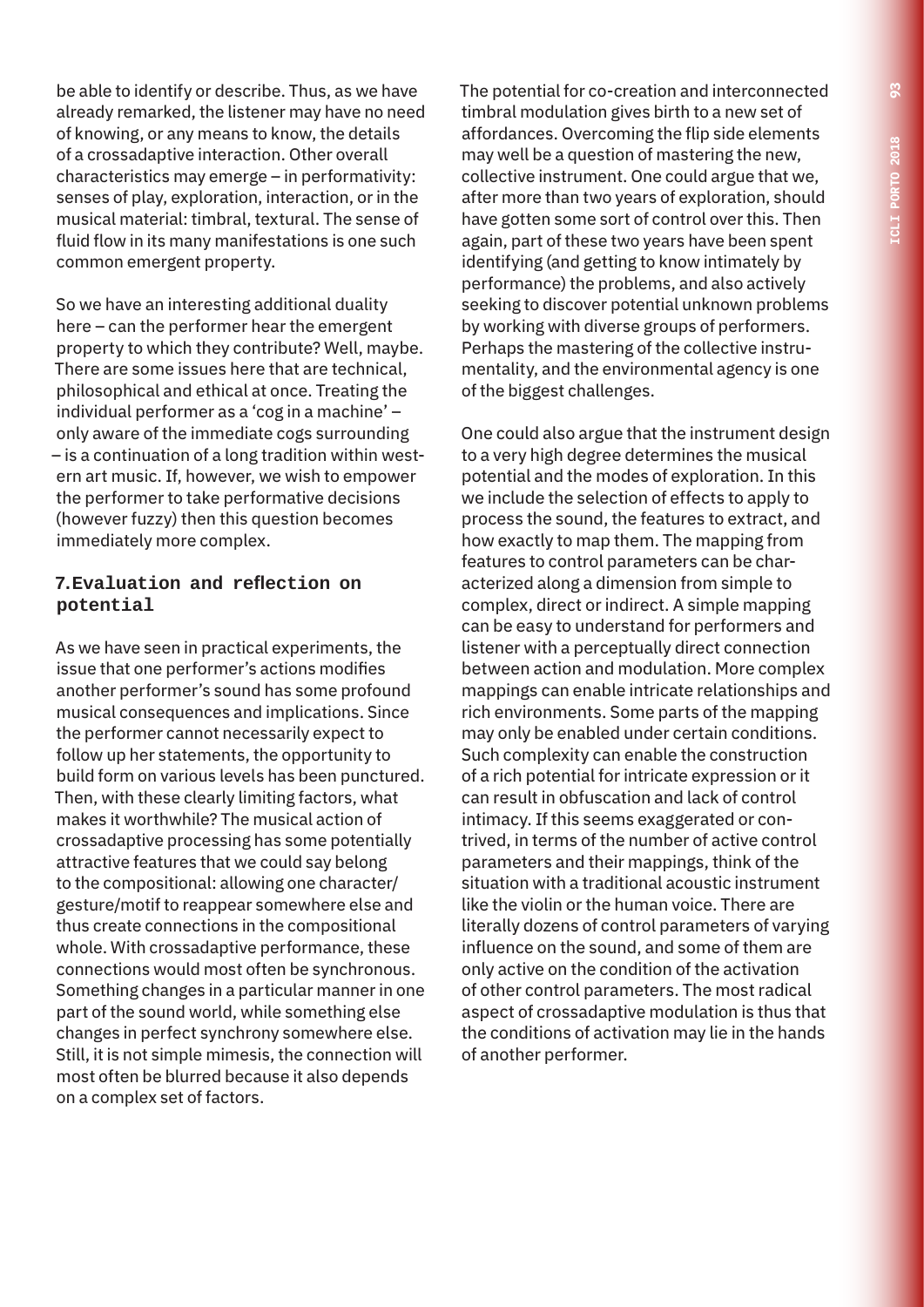be able to identify or describe. Thus, as we have already remarked, the listener may have no need of knowing, or any means to know, the details of a crossadaptive interaction. Other overall characteristics may emerge – in performativity: senses of play, exploration, interaction, or in the musical material: timbral, textural. The sense of fluid flow in its many manifestations is one such common emergent property.

So we have an interesting additional duality here – can the performer hear the emergent property to which they contribute? Well, maybe. There are some issues here that are technical, philosophical and ethical at once. Treating the individual performer as a 'cog in a machine' – only aware of the immediate cogs surrounding – is a continuation of a long tradition within western art music. If, however, we wish to empower the performer to take performative decisions (however fuzzy) then this question becomes immediately more complex.

## 7. Evaluation and reflection on potential

As we have seen in practical experiments, the issue that one performer's actions modifies another performer's sound has some profound musical consequences and implications. Since the performer cannot necessarily expect to follow up her statements, the opportunity to build form on various levels has been punctured. Then, with these clearly limiting factors, what makes it worthwhile? The musical action of crossadaptive processing has some potentially attractive features that we could say belong to the compositional: allowing one character/gesture/motif to reappear somewhere else and thus create connections in the compositional whole. With crossadaptive performance, these connections would most often be synchronous. Something changes in a particular manner in one part of the sound world, while something else changes in perfect synchrony somewhere else. Still, it is not simple mimesis, the connection will most often be blurred because it also depends on a complex set of factors.

The potential for co-creation and interconnected timbral modulation gives birth to a new set of affordances. Overcoming the flip side elements may well be a question of mastering the new, collective instrument. One could argue that we, after more than two years of exploration, should have gotten some sort of control over this. Then again, part of these two years have been spent identifying (and getting to know intimately by performance) the problems, and also actively seeking to discover potential unknown problems by working with diverse groups of performers. Perhaps the mastering of the collective instrumentality, and the environmental agency is one of the biggest challenges.

One could also argue that the instrument design to a very high degree determines the musical potential and the modes of exploration. In this we include the selection of effects to apply to process the sound, the features to extract, and how exactly to map them. The mapping from features to control parameters can be characterized along a dimension from simple to complex, direct or indirect. A simple mapping can be easy to understand for performers and listener with a perceptually direct connection between action and modulation. More complex mappings can enable intricate relationships and rich environments. Some parts of the mapping may only be enabled under certain conditions. Such complexity can enable the construction of a rich potential for intricate expression or it can result in obfuscation and lack of control intimacy. If this seems exaggerated or contrived, in terms of the number of active control parameters and their mappings, think of the situation with a traditional acoustic instrument like the violin or the human voice. There are literally dozens of control parameters of varying influence on the sound, and some of them are only active on the condition of the activation of other control parameters. The most radical aspect of crossadaptive modulation is thus that the conditions of activation may lie in the hands of another performer.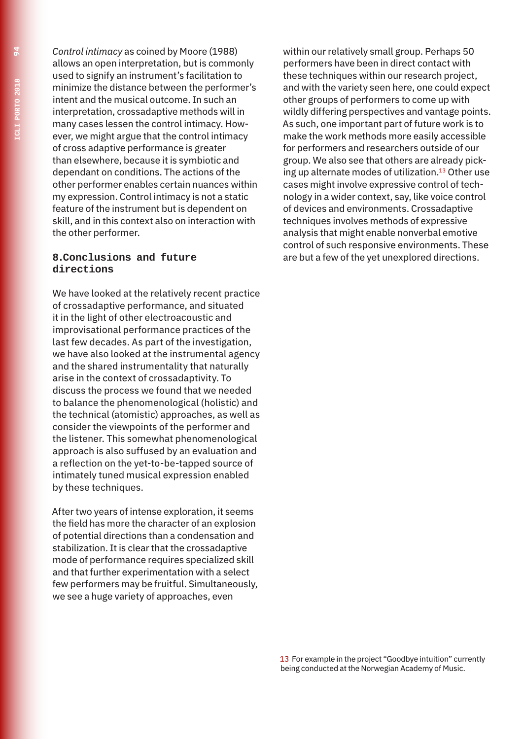*Control intimacy* as coined by Moore (1988) allows an open interpretation, but is commonly used to signify an instrument's facilitation to minimize the distance between the performer's intent and the musical outcome. In such an interpretation, crossadaptive methods will in many cases lessen the control intimacy. However, we might argue that the control intimacy of cross adaptive performance is greater than elsewhere, because it is symbiotic and dependant on conditions. The actions of the other performer enables certain nuances within my expression. Control intimacy is not a static feature of the instrument but is dependent on skill, and in this context also on interaction with the other performer.

## 8. Conclusions and future directions

We have looked at the relatively recent practice of crossadaptive performance, and situated it in the light of other electroacoustic and improvisational performance practices of the last few decades. As part of the investigation, we have also looked at the instrumental agency and the shared instrumentality that naturally arise in the context of crossadaptivity. To discuss the process we found that we needed to balance the phenomenological (holistic) and the technical (atomistic) approaches, as well as consider the viewpoints of the performer and the listener. This somewhat phenomenological approach is also suffused by an evaluation and a reflection on the yet-to-be-tapped source of intimately tuned musical expression enabled by these techniques.

After two years of intense exploration, it seems the field has more the character of an explosion of potential directions than a condensation and stabilization. It is clear that the crossadaptive mode of performance requires specialized skill and that further experimentation with a select few performers may be fruitful. Simultaneously, we see a huge variety of approaches, even within our relatively small group. Perhaps 50 performers have been in direct contact with these techniques within our research project, and with the variety seen here, one could expect other groups of performers to come up with wildly differing perspectives and vantage points. As such, one important part of future work is to make the work methods more easily accessible for performers and researchers outside of our group. We also see that others are already picking up alternate modes of utilization.[13] Other use cases might involve expressive control of technology in a wider context, say, like voice control of devices and environments. Crossadaptive techniques involves methods of expressive analysis that might enable nonverbal emotive control of such responsive environments. These are but a few of the yet unexplored directions.

13 For example in the project "Goodbye intuition" currently being conducted at the Norwegian Academy of Music.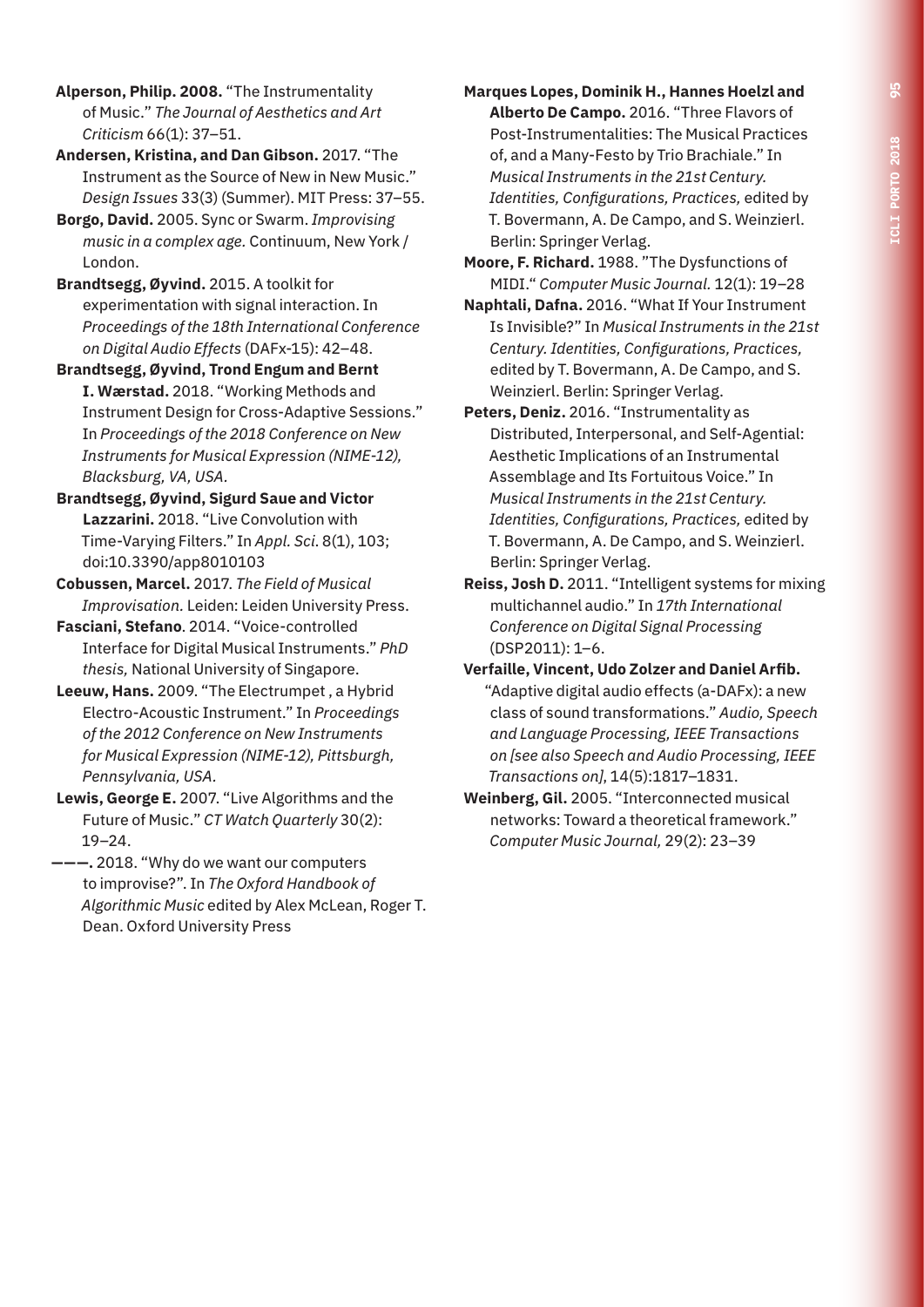**Alperson, Philip. 2008.** "The Instrumentality of Music." *The Journal of Aesthetics and Art Criticism* 66(1): 37–51.

**Andersen, Kristina, and Dan Gibson.** 2017. "The Instrument as the Source of New in New Music." *Design Issues* 33(3) (Summer). MIT Press: 37–55.

**Borgo, David.** 2005. Sync or Swarm. *Improvising music in a complex age.* Continuum, New York / London.

**Brandtsegg, Øyvind.** 2015. A toolkit for experimentation with signal interaction. In *Proceedings of the 18th International Conference on Digital Audio Effects* (DAFx-15): 42–48.

**Brandtsegg, Øyvind, Trond Engum and Bernt I. Wærstad.** 2018. "Working Methods and Instrument Design for Cross-Adaptive Sessions." In *Proceedings of the 2018 Conference on New Instruments for Musical Expression (NIME-12), Blacksburg, VA, USA.*

**Brandtsegg, Øyvind, Sigurd Saue and Victor Lazzarini.** 2018. "Live Convolution with Time-Varying Filters." In *Appl. Sci.* 8(1), 103; doi:10.3390/app8010103

**Cobussen, Marcel.** 2017. *The Field of Musical Improvisation.* Leiden: Leiden University Press.

**Fasciani, Stefano**. 2014. "Voice-controlled Interface for Digital Musical Instruments." *PhD thesis,* National University of Singapore.

**Leeuw, Hans.** 2009. "The Electrumpet , a Hybrid Electro-Acoustic Instrument." In *Proceedings of the 2012 Conference on New Instruments for Musical Expression (NIME-12), Pittsburgh, Pennsylvania, USA.*

**Lewis, George E.** 2007. "Live Algorithms and the Future of Music." *CT Watch Quarterly* 30(2): 19–24.

**———.** 2018. "Why do we want our computers to improvise?". In *The Oxford Handbook of Algorithmic Music* edited by Alex McLean, Roger T. Dean. Oxford University Press

**Marques Lopes, Dominik H., Hannes Hoelzl and Alberto De Campo.** 2016. "Three Flavors of Post-Instrumentalities: The Musical Practices of, and a Many-Festo by Trio Brachiale." In *Musical Instruments in the 21st Century. Identities, Configurations, Practices,* edited by T. Bovermann, A. De Campo, and S. Weinzierl. Berlin: Springer Verlag.

**Moore, F. Richard.** 1988. "The Dysfunctions of MIDI." *Computer Music Journal.* 12(1): 19–28

**Naphtali, Dafna.** 2016. "What If Your Instrument Is Invisible?" In *Musical Instruments in the 21st Century. Identities, Configurations, Practices,* edited by T. Bovermann, A. De Campo, and S. Weinzierl. Berlin: Springer Verlag.

**Peters, Deniz.** 2016. "Instrumentality as Distributed, Interpersonal, and Self-Agential: Aesthetic Implications of an Instrumental Assemblage and Its Fortuitous Voice." In *Musical Instruments in the 21st Century. Identities, Configurations, Practices,* edited by T. Bovermann, A. De Campo, and S. Weinzierl. Berlin: Springer Verlag.

**Reiss, Josh D.** 2011. "Intelligent systems for mixing multichannel audio." In *17th International Conference on Digital Signal Processing* (DSP2011): 1–6.

**Verfaille, Vincent, Udo Zolzer and Daniel Arfib.** "Adaptive digital audio effects (a-DAFx): a new class of sound transformations." *Audio, Speech and Language Processing, IEEE Transactions on [see also Speech and Audio Processing, IEEE Transactions on]*, 14(5):1817–1831.

**Weinberg, Gil.** 2005. "Interconnected musical networks: Toward a theoretical framework." *Computer Music Journal,* 29(2): 23–39